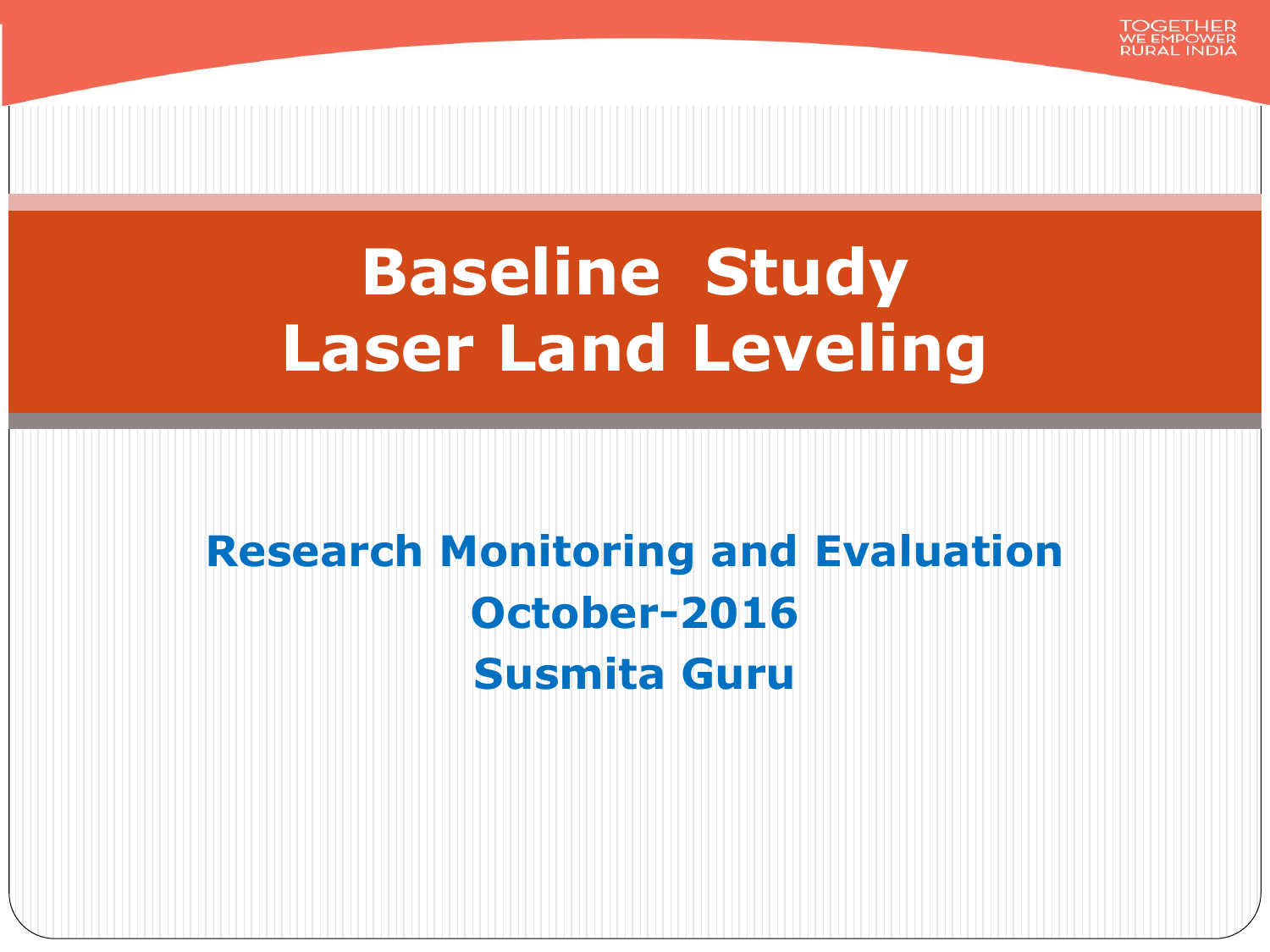# Baseline Study
# Laser Land Leveling

**Research Monitoring and Evaluation**

**October-2016**

**Susmita Guru**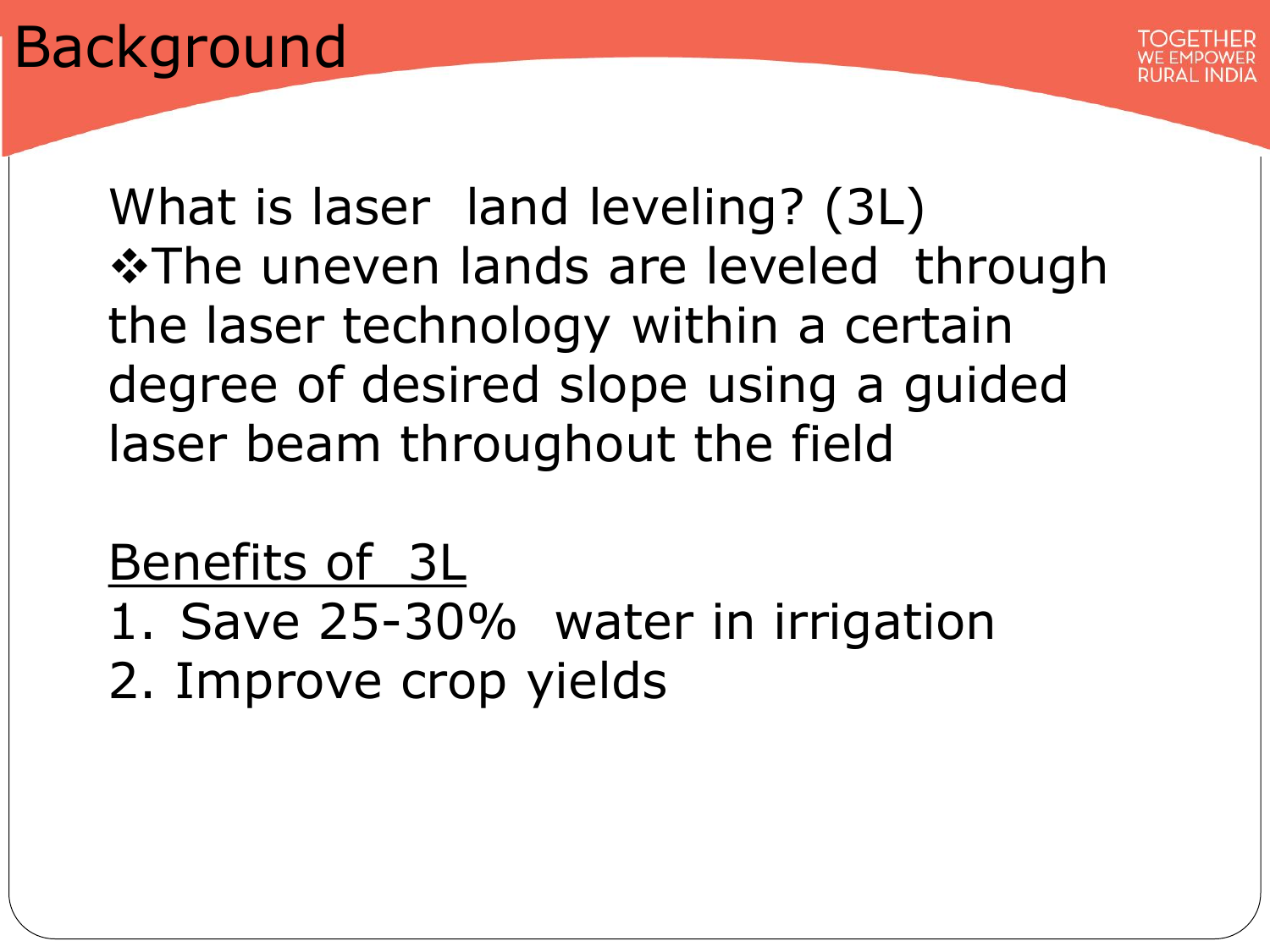# Background

What is laser land leveling? (3L)

- The uneven lands are leveled through the laser technology within a certain degree of desired slope using a guided laser beam throughout the field

Benefits of 3L

1. Save 25-30% water in irrigation
2. Improve crop yields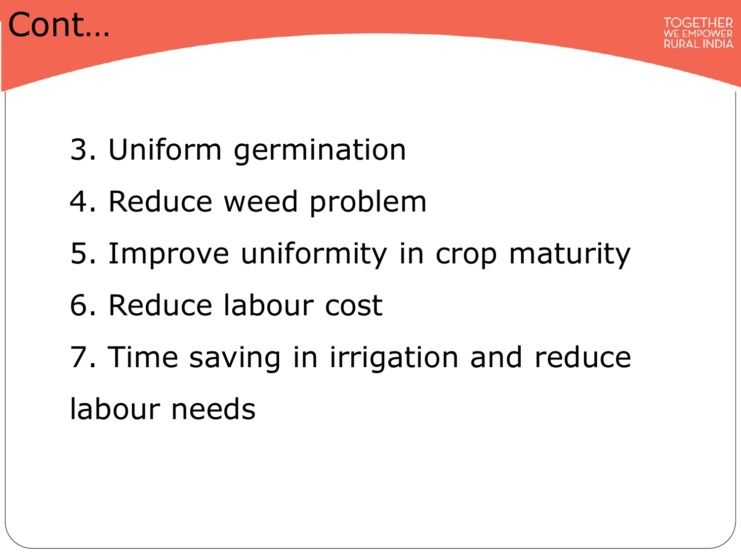# Cont…

3. Uniform germination
4. Reduce weed problem
5. Improve uniformity in crop maturity
6. Reduce labour cost
7. Time saving in irrigation and reduce labour needs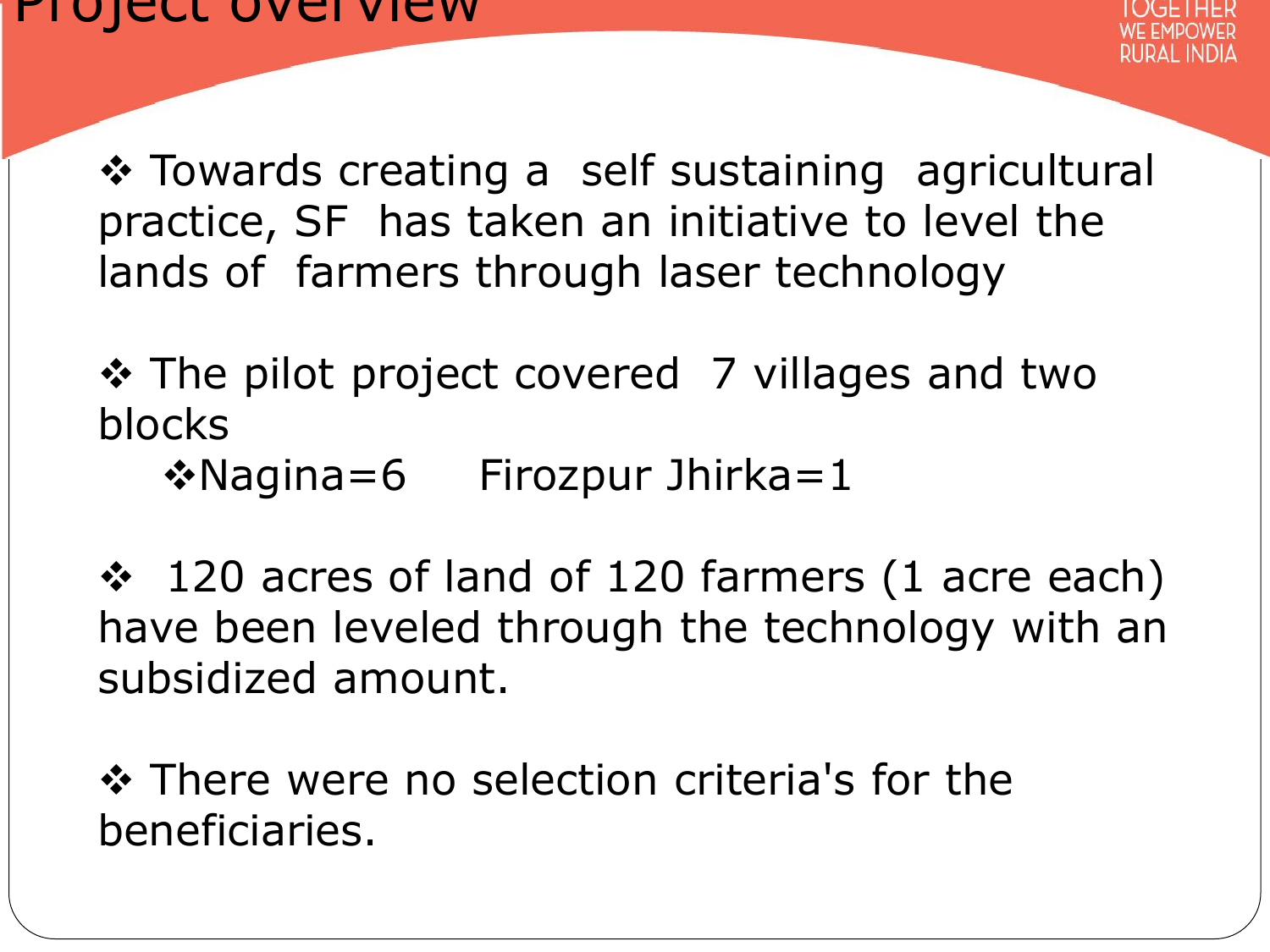# Project overview

- Towards creating a self sustaining agricultural practice, SF has taken an initiative to level the lands of farmers through laser technology

- The pilot project covered 7 villages and two blocks
  - Nagina=6 Firozpur Jhirka=1

- 120 acres of land of 120 farmers (1 acre each) have been leveled through the technology with an subsidized amount.

- There were no selection criteria's for the beneficiaries.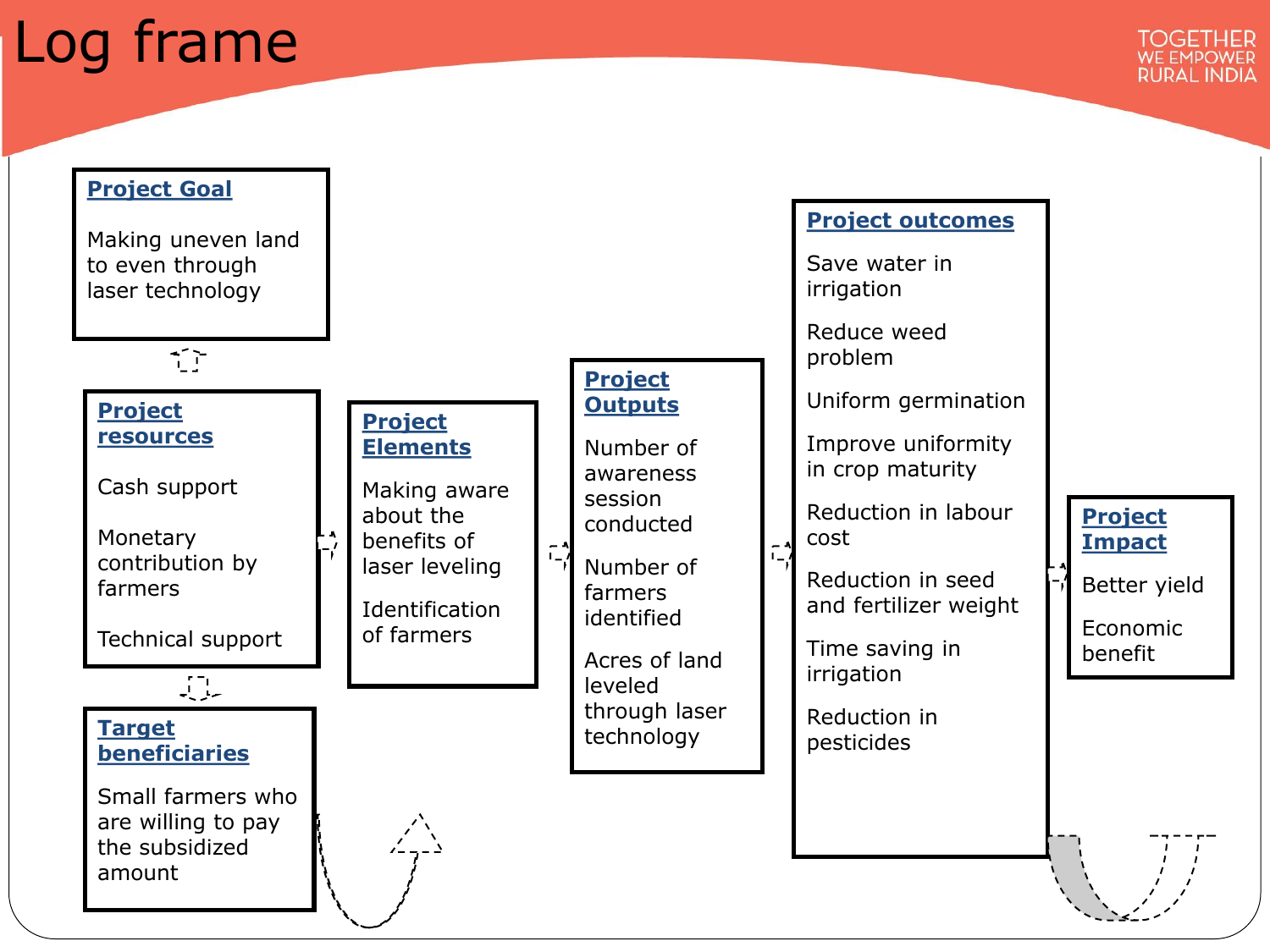# Log frame

### Project Goal

Making uneven land to even through laser technology

### Project resources

Cash support

Monetary contribution by farmers

Technical support

### Target beneficiaries

Small farmers who are willing to pay the subsidized amount

### Project Elements

Making aware about the benefits of laser leveling

Identification of farmers

### Project Outputs

Number of awareness session conducted

Number of farmers identified

Acres of land leveled through laser technology

### Project outcomes

Save water in irrigation

Reduce weed problem

Uniform germination

Improve uniformity in crop maturity

Reduction in labour cost

Reduction in seed and fertilizer weight

Time saving in irrigation

Reduction in pesticides

### Project Impact

Better yield

Economic benefit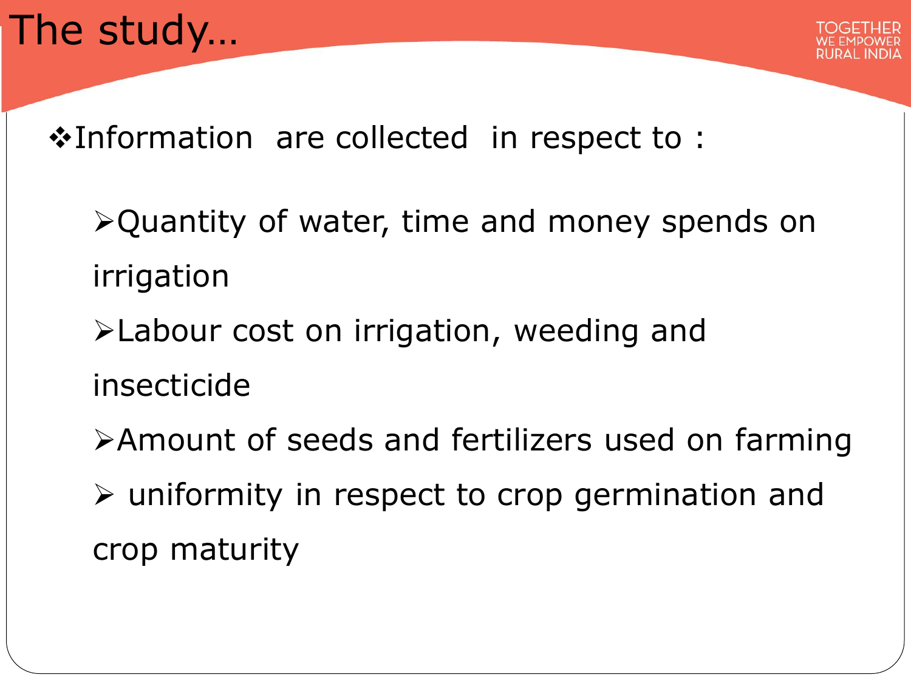# The study…

- Information are collected in respect to :
  - Quantity of water, time and money spends on irrigation
  - Labour cost on irrigation, weeding and insecticide
  - Amount of seeds and fertilizers used on farming
  - uniformity in respect to crop germination and crop maturity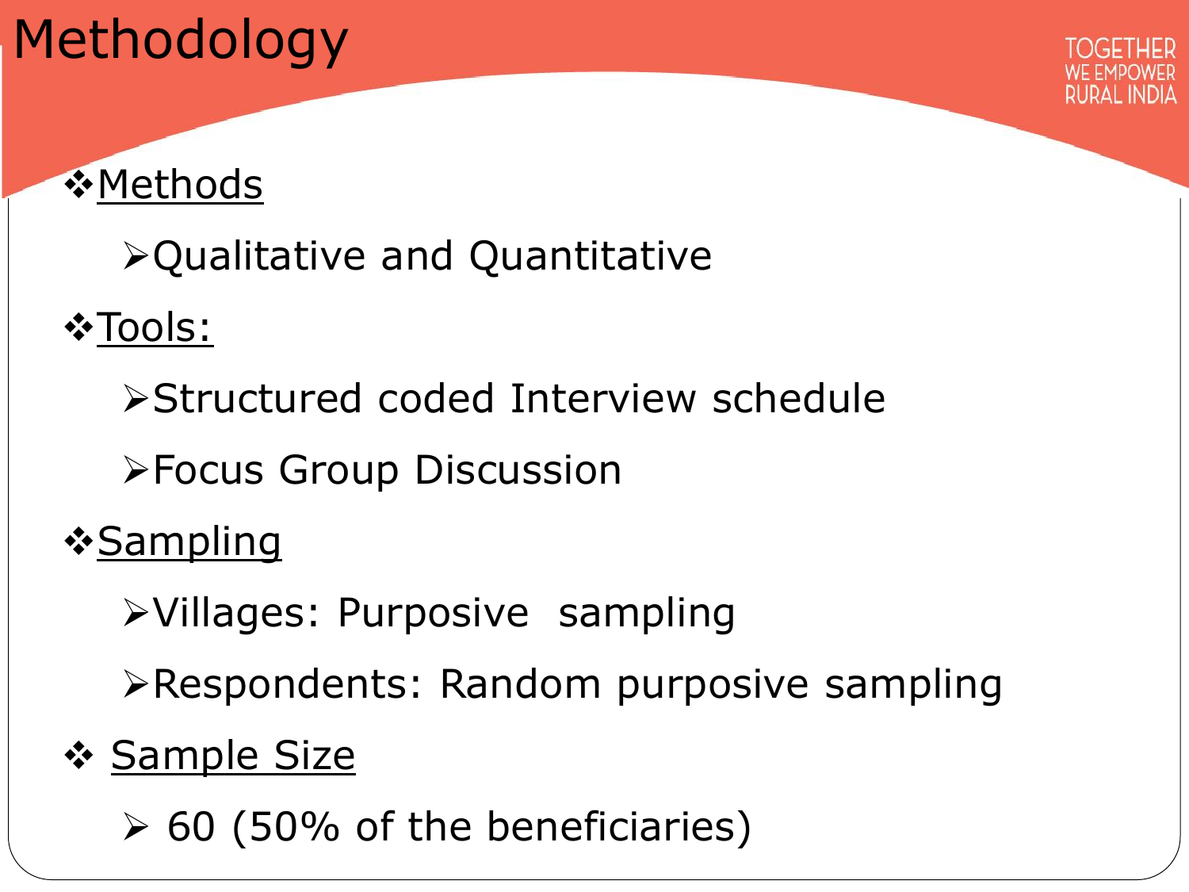# Methodology

TOGETHER WE EMPOWER RURAL INDIA

- **Methods**
  - Qualitative and Quantitative
- **Tools:**
  - Structured coded Interview schedule
  - Focus Group Discussion
- **Sampling**
  - Villages: Purposive sampling
  - Respondents: Random purposive sampling
- **Sample Size**
  - 60 (50% of the beneficiaries)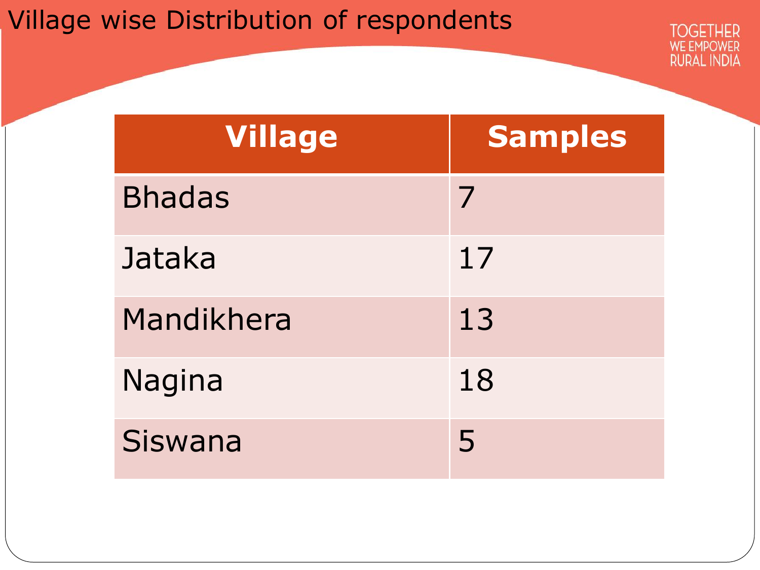# Village wise Distribution of respondents

| Village | Samples |
|---|---|
| Bhadas | 7 |
| Jataka | 17 |
| Mandikhera | 13 |
| Nagina | 18 |
| Siswana | 5 |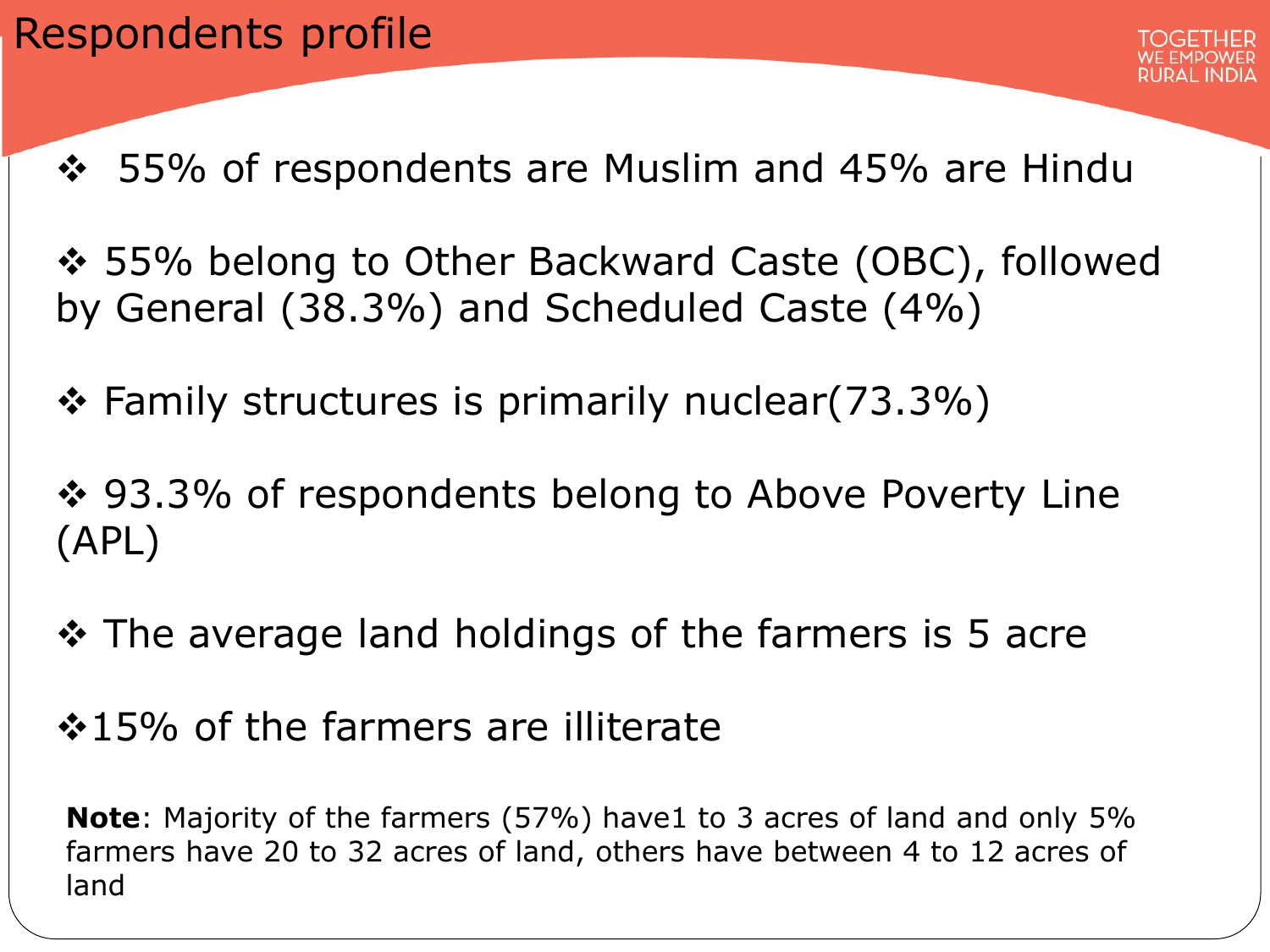# Respondents profile

- 55% of respondents are Muslim and 45% are Hindu
- 55% belong to Other Backward Caste (OBC), followed by General (38.3%) and Scheduled Caste (4%)
- Family structures is primarily nuclear(73.3%)
- 93.3% of respondents belong to Above Poverty Line (APL)
- The average land holdings of the farmers is 5 acre
- 15% of the farmers are illiterate

**Note**: Majority of the farmers (57%) have1 to 3 acres of land and only 5% farmers have 20 to 32 acres of land, others have between 4 to 12 acres of land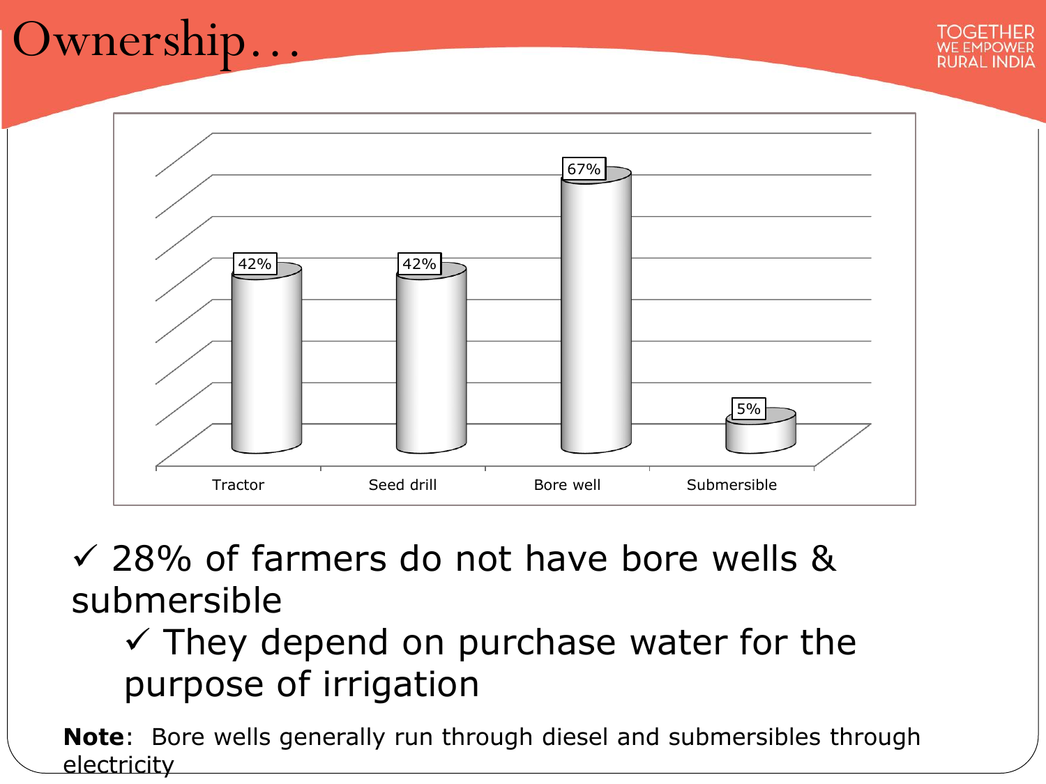# Ownership…

| Tractor | Seed drill | Bore well | Submersible |
|---|---|---|---|
| 42% | 42% | 67% | 5% |

- ✓ 28% of farmers do not have bore wells & submersible
  - ✓ They depend on purchase water for the purpose of irrigation

**Note**: Bore wells generally run through diesel and submersibles through electricity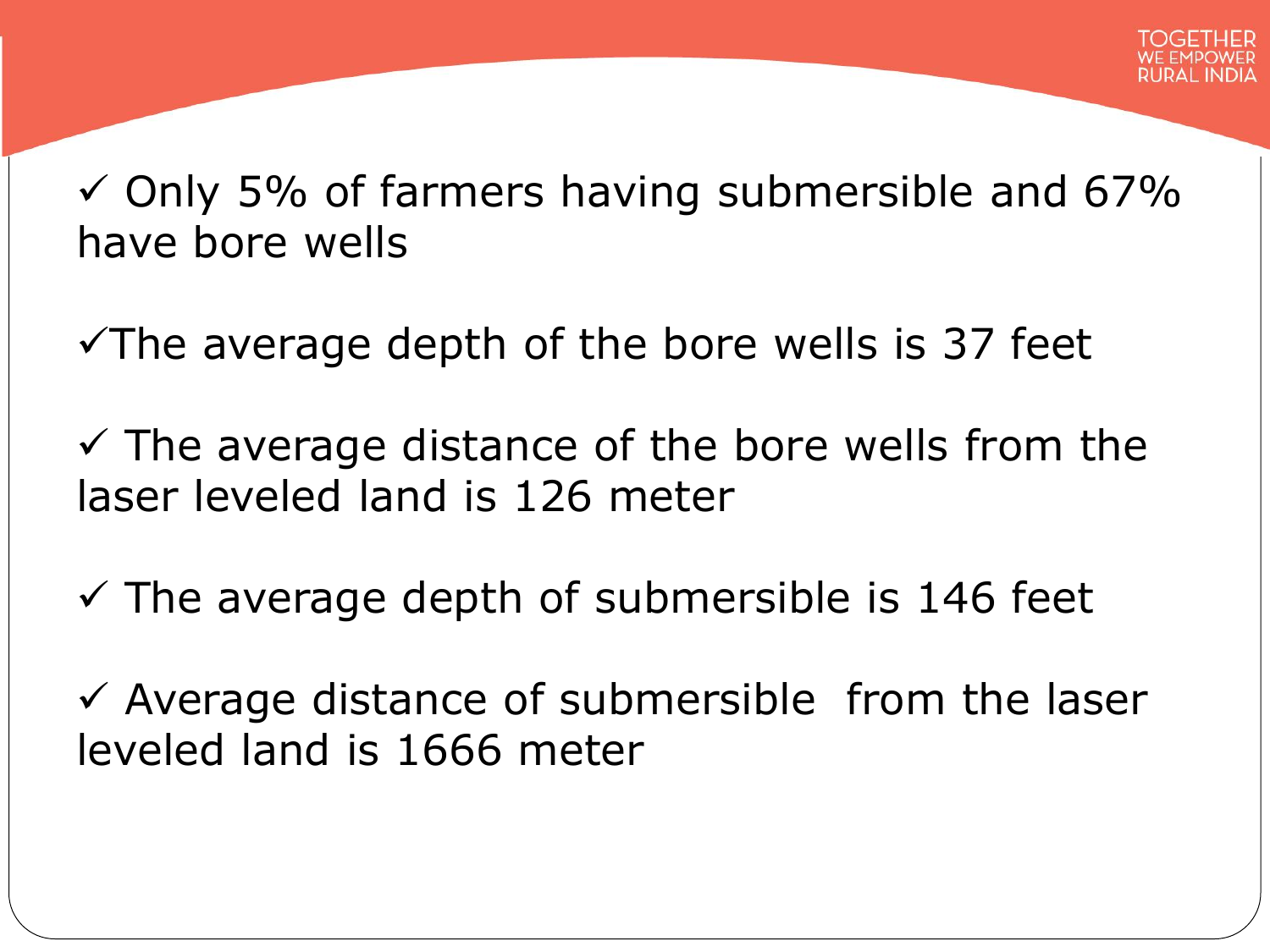- ✓ Only 5% of farmers having submersible and 67% have bore wells
- ✓The average depth of the bore wells is 37 feet
- ✓ The average distance of the bore wells from the laser leveled land is 126 meter
- ✓ The average depth of submersible is 146 feet
- ✓ Average distance of submersible  from the laser leveled land is 1666 meter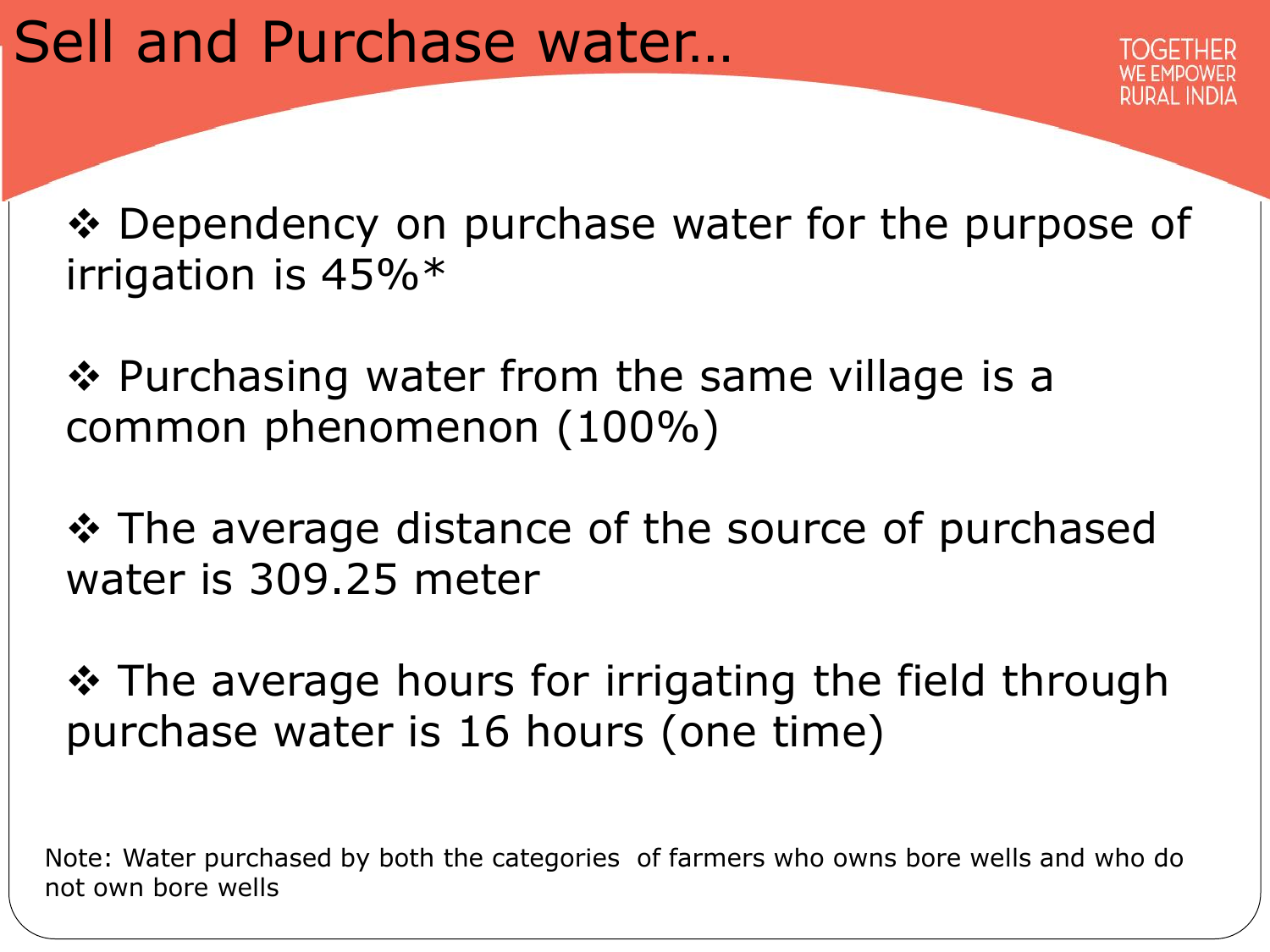# Sell and Purchase water…

- Dependency on purchase water for the purpose of irrigation is 45%*
- Purchasing water from the same village is a common phenomenon (100%)
- The average distance of the source of purchased water is 309.25 meter
- The average hours for irrigating the field through purchase water is 16 hours (one time)

Note: Water purchased by both the categories of farmers who owns bore wells and who do not own bore wells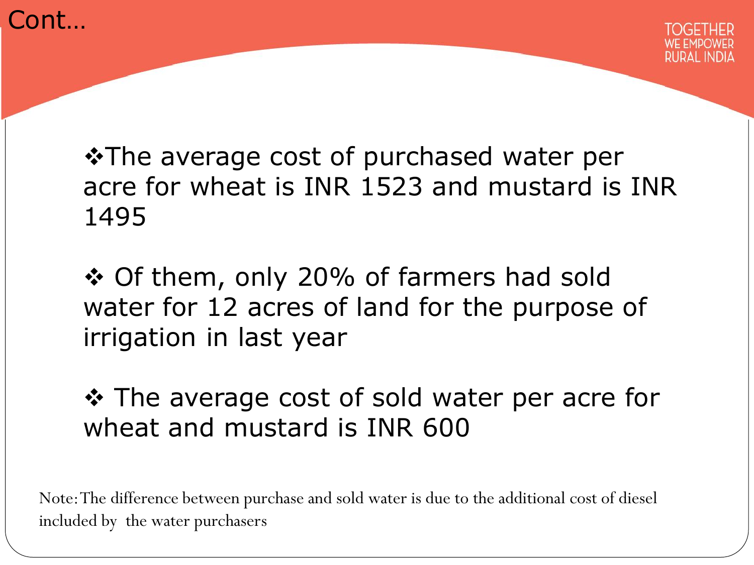## Cont…

- The average cost of purchased water per acre for wheat is INR 1523 and mustard is INR 1495

- Of them, only 20% of farmers had sold water for 12 acres of land for the purpose of irrigation in last year

- The average cost of sold water per acre for wheat and mustard is INR 600

Note: The difference between purchase and sold water is due to the additional cost of diesel included by the water purchasers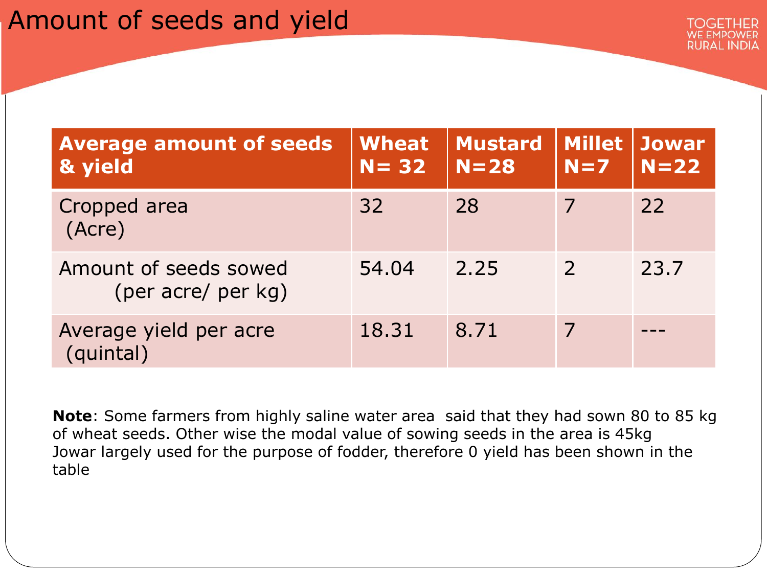# Amount of seeds and yield

| Average amount of seeds & yield | Wheat N= 32 | Mustard N=28 | Millet N=7 | Jowar N=22 |
|---|---|---|---|---|
| Cropped area (Acre) | 32 | 28 | 7 | 22 |
| Amount of seeds sowed (per acre/ per kg) | 54.04 | 2.25 | 2 | 23.7 |
| Average yield per acre (quintal) | 18.31 | 8.71 | 7 | --- |

**Note**: Some farmers from highly saline water area said that they had sown 80 to 85 kg of wheat seeds. Other wise the modal value of sowing seeds in the area is 45kg
Jowar largely used for the purpose of fodder, therefore 0 yield has been shown in the table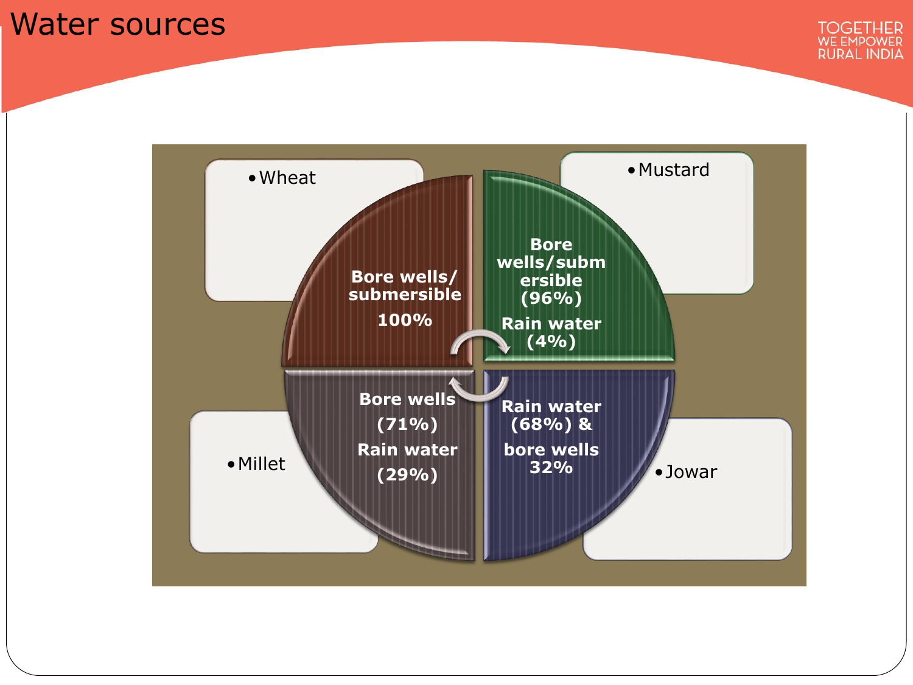# Water sources

- Wheat

Bore wells/ submersible 100%

- Mustard

Bore wells/submersible (96%)
Rain water (4%)

- Millet

Bore wells (71%)
Rain water (29%)

- Jowar

Rain water (68%) & bore wells 32%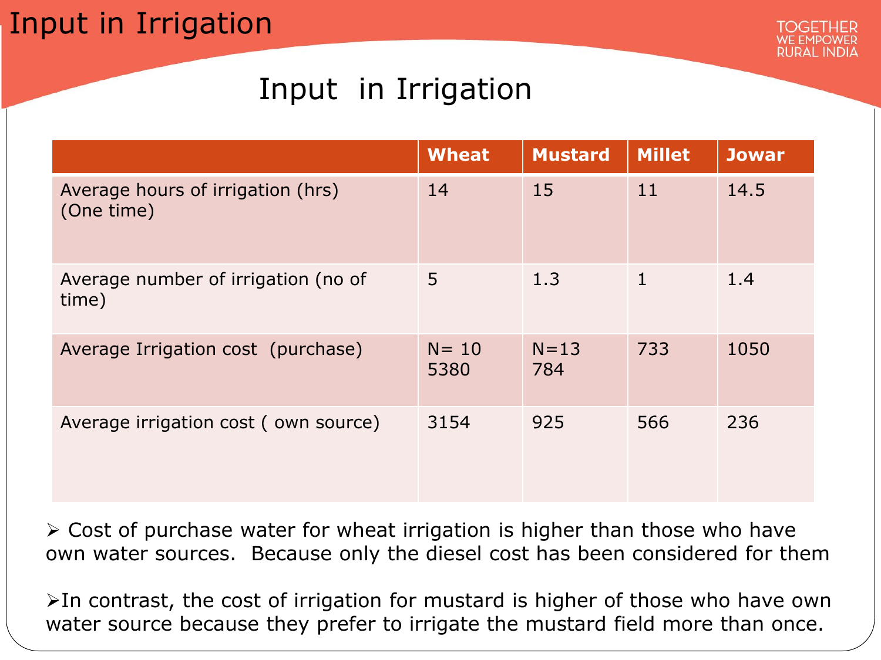# Input in Irrigation

## Input in Irrigation

| | Wheat | Mustard | Millet | Jowar |
|---|---|---|---|---|
| Average hours of irrigation (hrs) (One time) | 14 | 15 | 11 | 14.5 |
| Average number of irrigation (no of time) | 5 | 1.3 | 1 | 1.4 |
| Average Irrigation cost (purchase) | N= 10 5380 | N=13 784 | 733 | 1050 |
| Average irrigation cost ( own source) | 3154 | 925 | 566 | 236 |

- Cost of purchase water for wheat irrigation is higher than those who have own water sources. Because only the diesel cost has been considered for them
- In contrast, the cost of irrigation for mustard is higher of those who have own water source because they prefer to irrigate the mustard field more than once.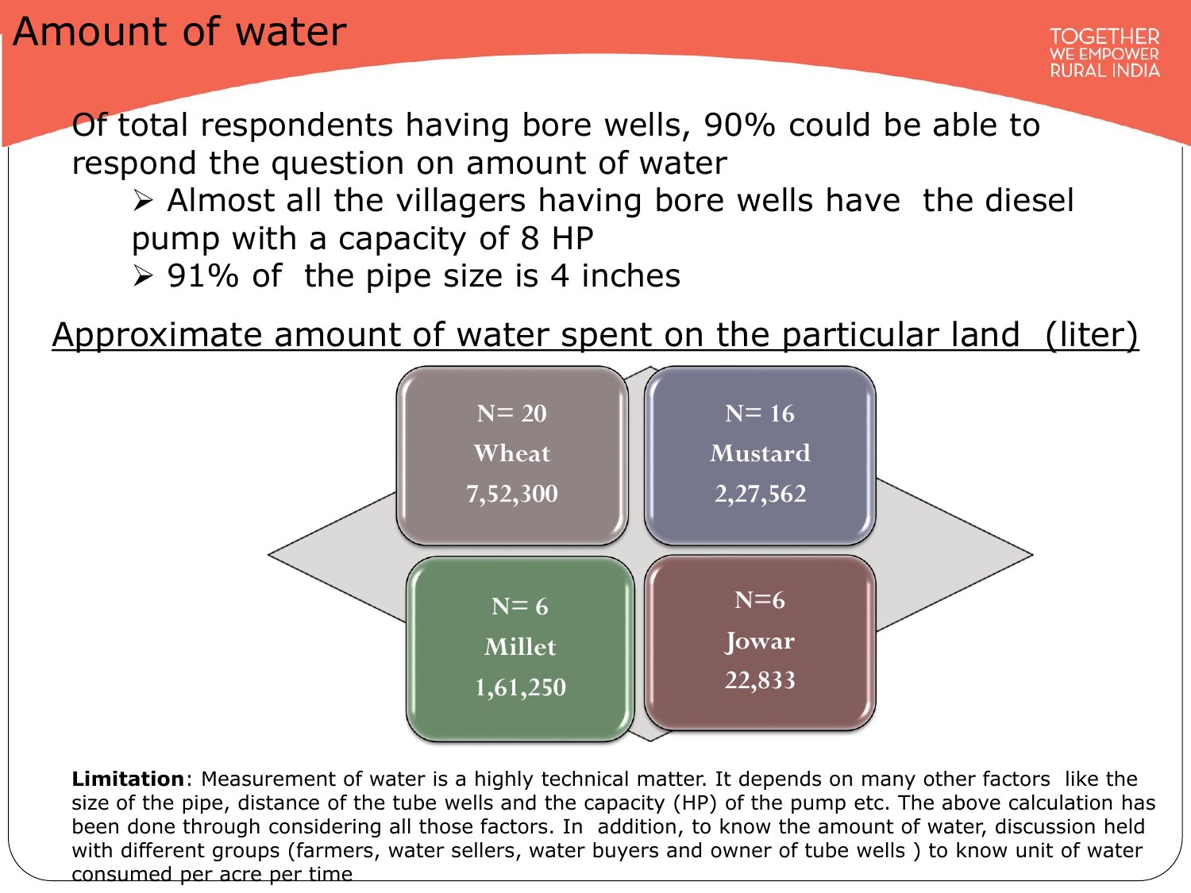# Amount of water

Of total respondents having bore wells, 90% could be able to respond the question on amount of water

- Almost all the villagers having bore wells have the diesel pump with a capacity of 8 HP
- 91% of the pipe size is 4 inches

## Approximate amount of water spent on the particular land (liter)

| Crop | N | Amount (liter) |
|---|---|---|
| Wheat | N= 20 | 7,52,300 |
| Mustard | N= 16 | 2,27,562 |
| Millet | N= 6 | 1,61,250 |
| Jowar | N=6 | 22,833 |

**Limitation**: Measurement of water is a highly technical matter. It depends on many other factors like the size of the pipe, distance of the tube wells and the capacity (HP) of the pump etc. The above calculation has been done through considering all those factors. In addition, to know the amount of water, discussion held with different groups (farmers, water sellers, water buyers and owner of tube wells ) to know unit of water consumed per acre per time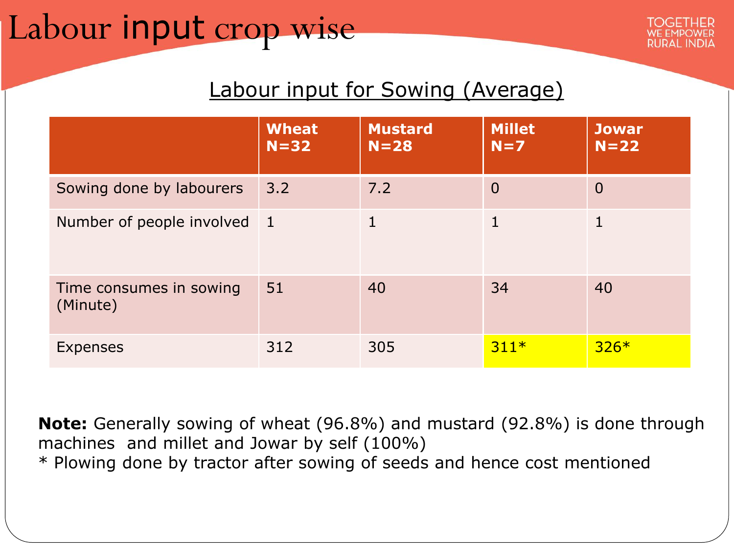# Labour input crop wise

## Labour input for Sowing (Average)

| | Wheat N=32 | Mustard N=28 | Millet N=7 | Jowar N=22 |
|---|---|---|---|---|
| Sowing done by labourers | 3.2 | 7.2 | 0 | 0 |
| Number of people involved | 1 | 1 | 1 | 1 |
| Time consumes in sowing (Minute) | 51 | 40 | 34 | 40 |
| Expenses | 312 | 305 | 311* | 326* |

**Note:** Generally sowing of wheat (96.8%) and mustard (92.8%) is done through machines and millet and Jowar by self (100%)

* Plowing done by tractor after sowing of seeds and hence cost mentioned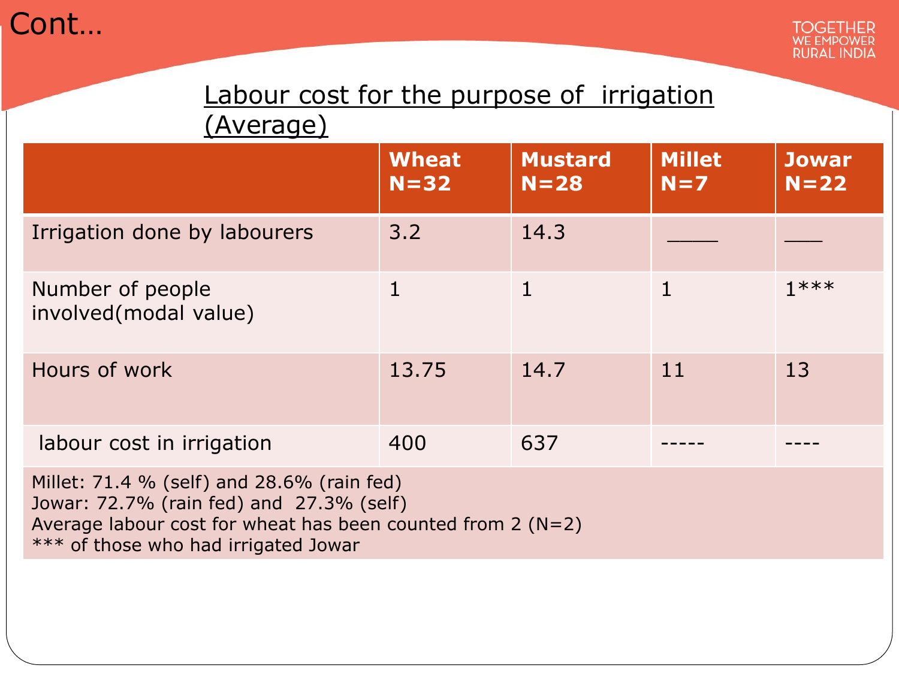Cont…

## Labour cost for the purpose of irrigation (Average)

| | Wheat N=32 | Mustard N=28 | Millet N=7 | Jowar N=22 |
|---|---|---|---|---|
| Irrigation done by labourers | 3.2 | 14.3 | ____ | ___ |
| Number of people involved(modal value) | 1 | 1 | 1 | 1*** |
| Hours of work | 13.75 | 14.7 | 11 | 13 |
| labour cost in irrigation | 400 | 637 | ----- | ---- |

Millet: 71.4 % (self) and 28.6% (rain fed)
Jowar: 72.7% (rain fed) and 27.3% (self)
Average labour cost for wheat has been counted from 2 (N=2)
*** of those who had irrigated Jowar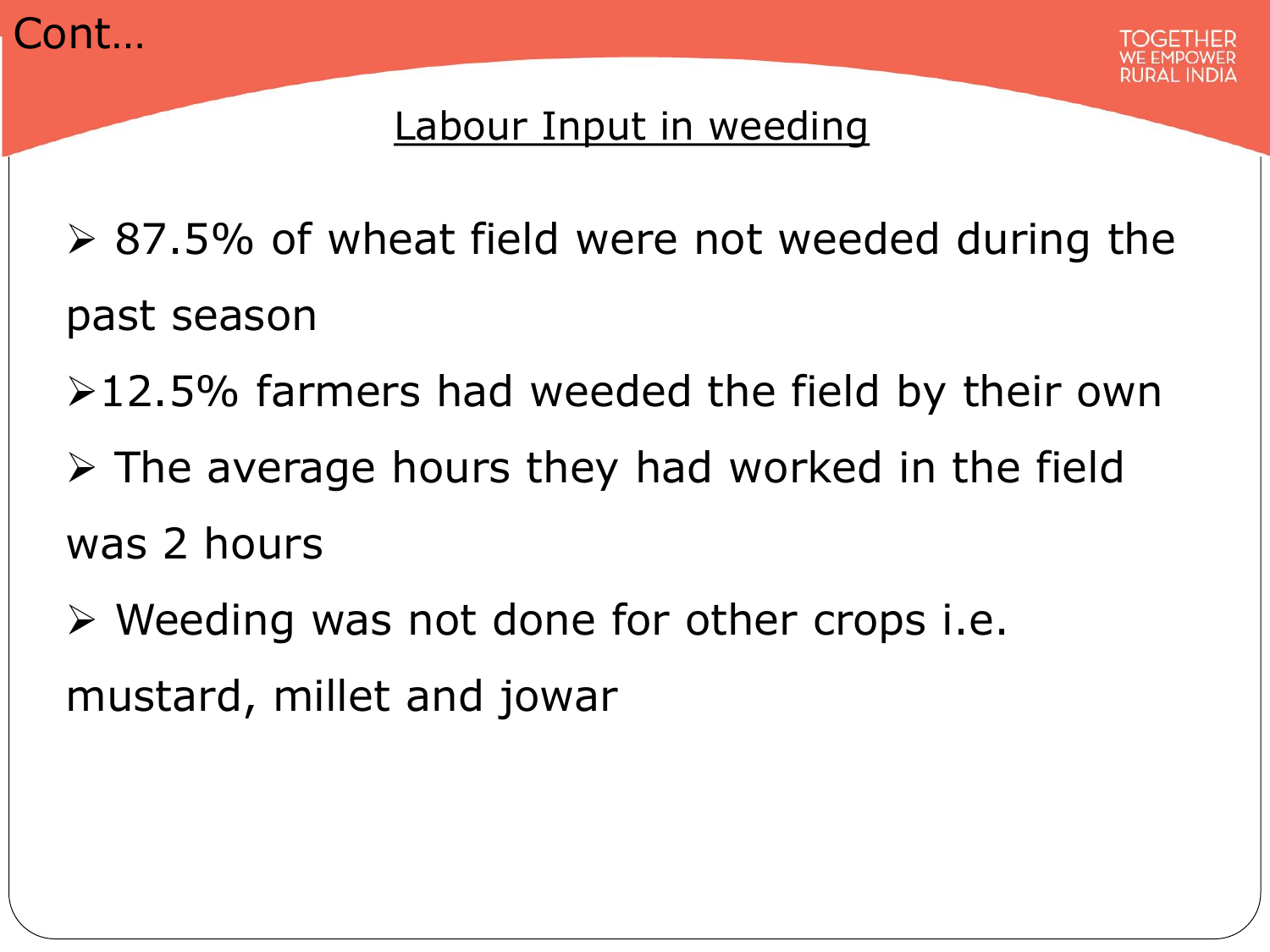Cont…

## Labour Input in weeding

- 87.5% of wheat field were not weeded during the past season
- 12.5% farmers had weeded the field by their own
- The average hours they had worked in the field was 2 hours
- Weeding was not done for other crops i.e. mustard, millet and jowar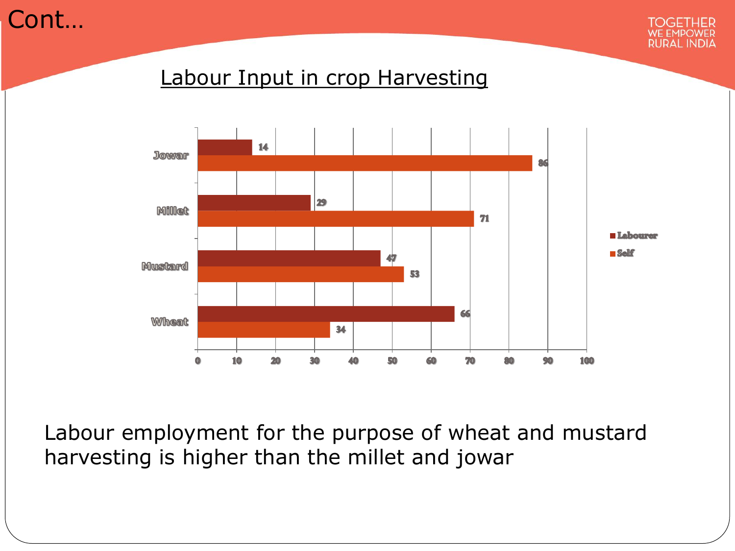Cont…

## Labour Input in crop Harvesting

| Crop | Labourer | Self |
|---|---|---|
| Jowar | 14 | 86 |
| Millet | 29 | 71 |
| Mustard | 47 | 53 |
| Wheat | 66 | 34 |

Labour employment for the purpose of wheat and mustard harvesting is higher than the millet and jowar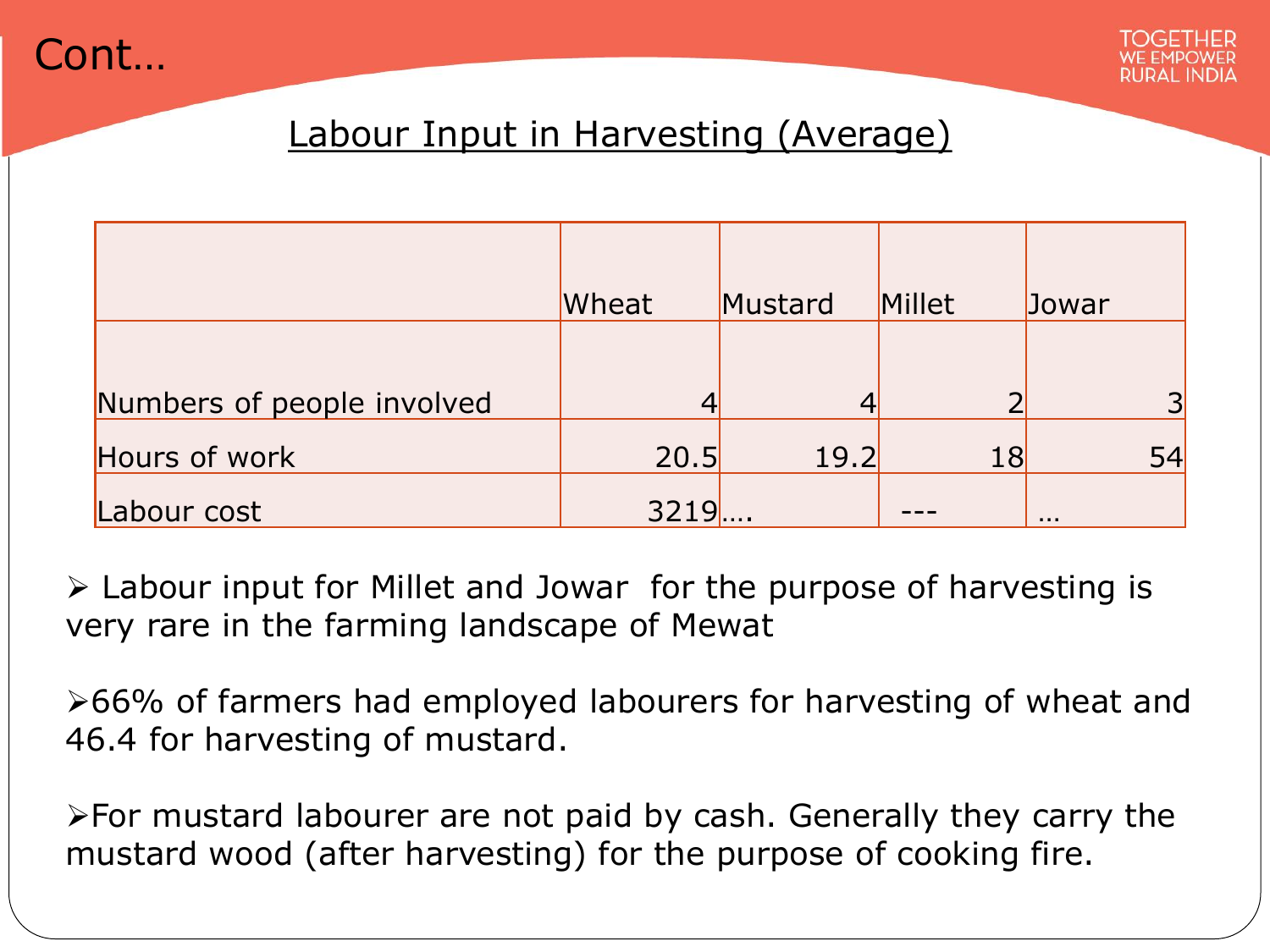# Cont…

## Labour Input in Harvesting (Average)

| | Wheat | Mustard | Millet | Jowar |
|---|---|---|---|---|
| Numbers of people involved | 4 | 4 | 2 | 3 |
| Hours of work | 20.5 | 19.2 | 18 | 54 |
| Labour cost | 3219 | …. | --- | … |

- Labour input for Millet and Jowar for the purpose of harvesting is very rare in the farming landscape of Mewat
- 66% of farmers had employed labourers for harvesting of wheat and 46.4 for harvesting of mustard.
- For mustard labourer are not paid by cash. Generally they carry the mustard wood (after harvesting) for the purpose of cooking fire.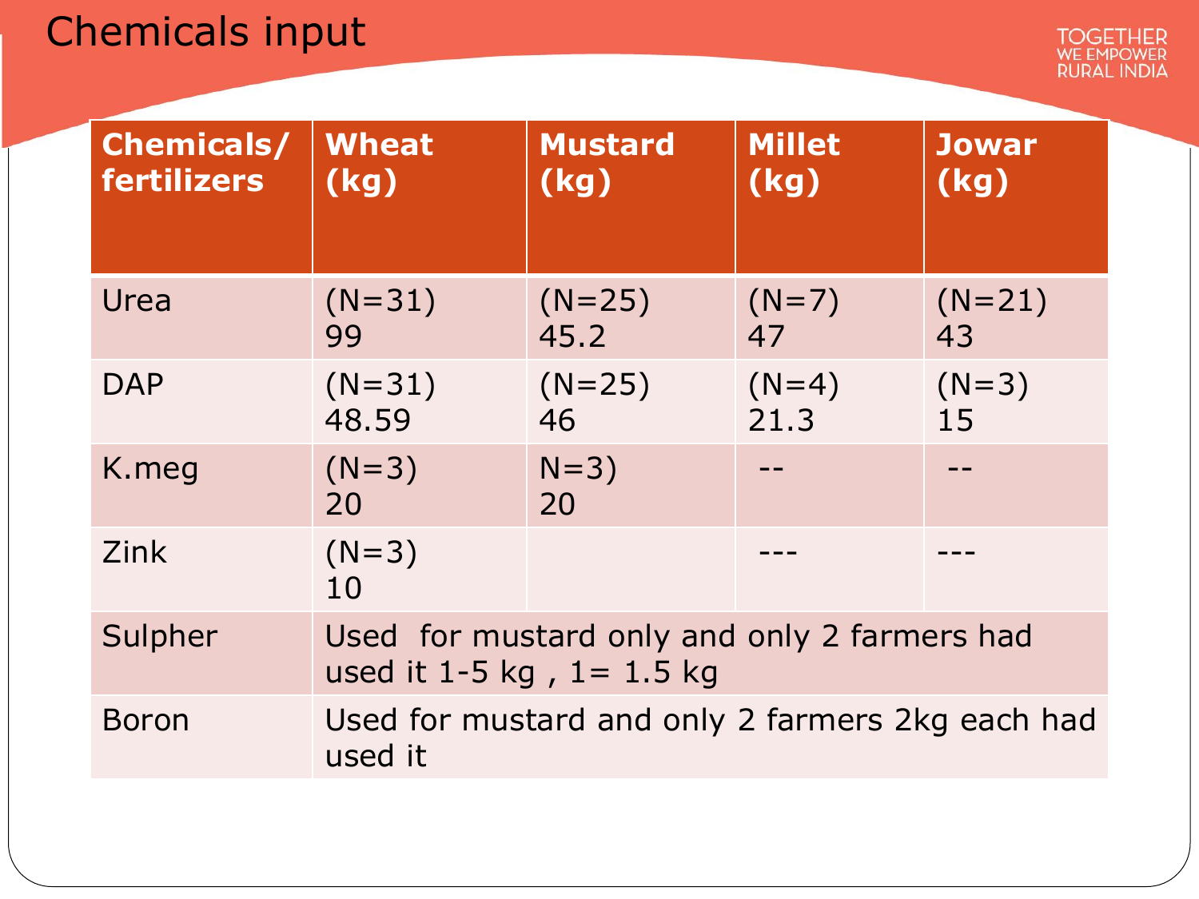# Chemicals input

| Chemicals/ fertilizers | Wheat (kg) | Mustard (kg) | Millet (kg) | Jowar (kg) |
|---|---|---|---|---|
| Urea | (N=31) 99 | (N=25) 45.2 | (N=7) 47 | (N=21) 43 |
| DAP | (N=31) 48.59 | (N=25) 46 | (N=4) 21.3 | (N=3) 15 |
| K.meg | (N=3) 20 | N=3) 20 | -- | -- |
| Zink | (N=3) 10 | | --- | --- |
| Sulpher | Used for mustard only and only 2 farmers had used it 1-5 kg , 1= 1.5 kg | | | |
| Boron | Used for mustard and only 2 farmers 2kg each had used it | | | |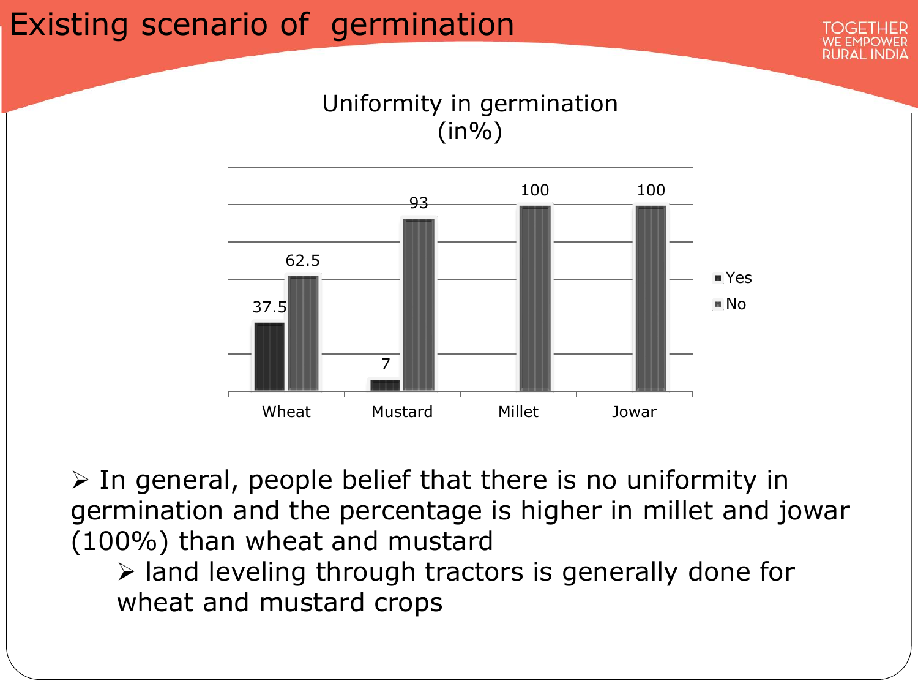# Existing scenario of germination

Uniformity in germination (in%)

| Crop | Yes | No |
|---|---|---|
| Wheat | 37.5 | 62.5 |
| Mustard | 7 | 93 |
| Millet | | 100 |
| Jowar | | 100 |

- In general, people belief that there is no uniformity in germination and the percentage is higher in millet and jowar (100%) than wheat and mustard
  - land leveling through tractors is generally done for wheat and mustard crops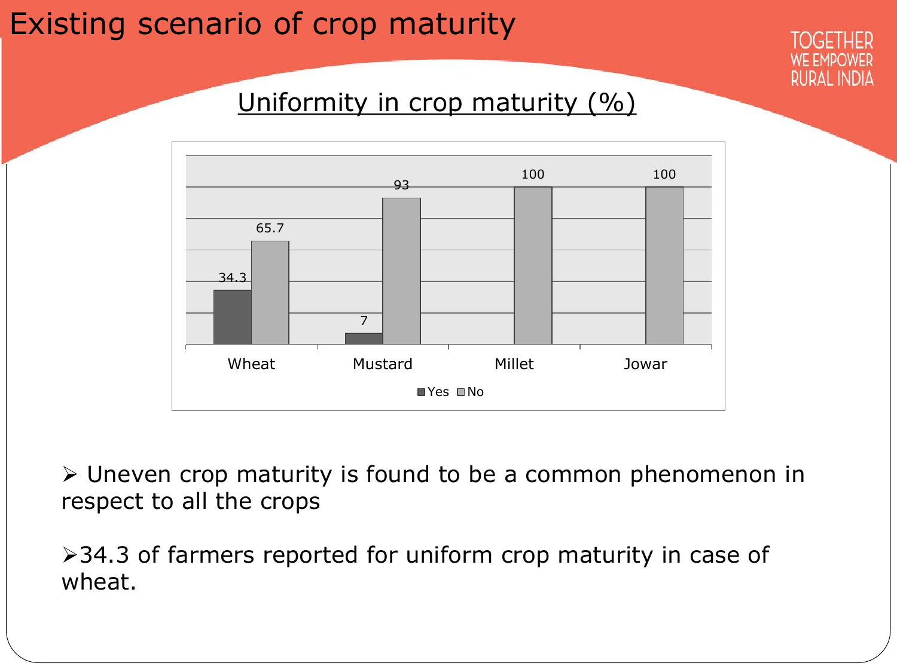# Existing scenario of crop maturity

TOGETHER WE EMPOWER RURAL INDIA

## Uniformity in crop maturity (%)

| Crop | Yes | No |
|---|---|---|
| Wheat | 34.3 | 65.7 |
| Mustard | 7 | 93 |
| Millet | | 100 |
| Jowar | | 100 |

- Uneven crop maturity is found to be a common phenomenon in respect to all the crops
- 34.3 of farmers reported for uniform crop maturity in case of wheat.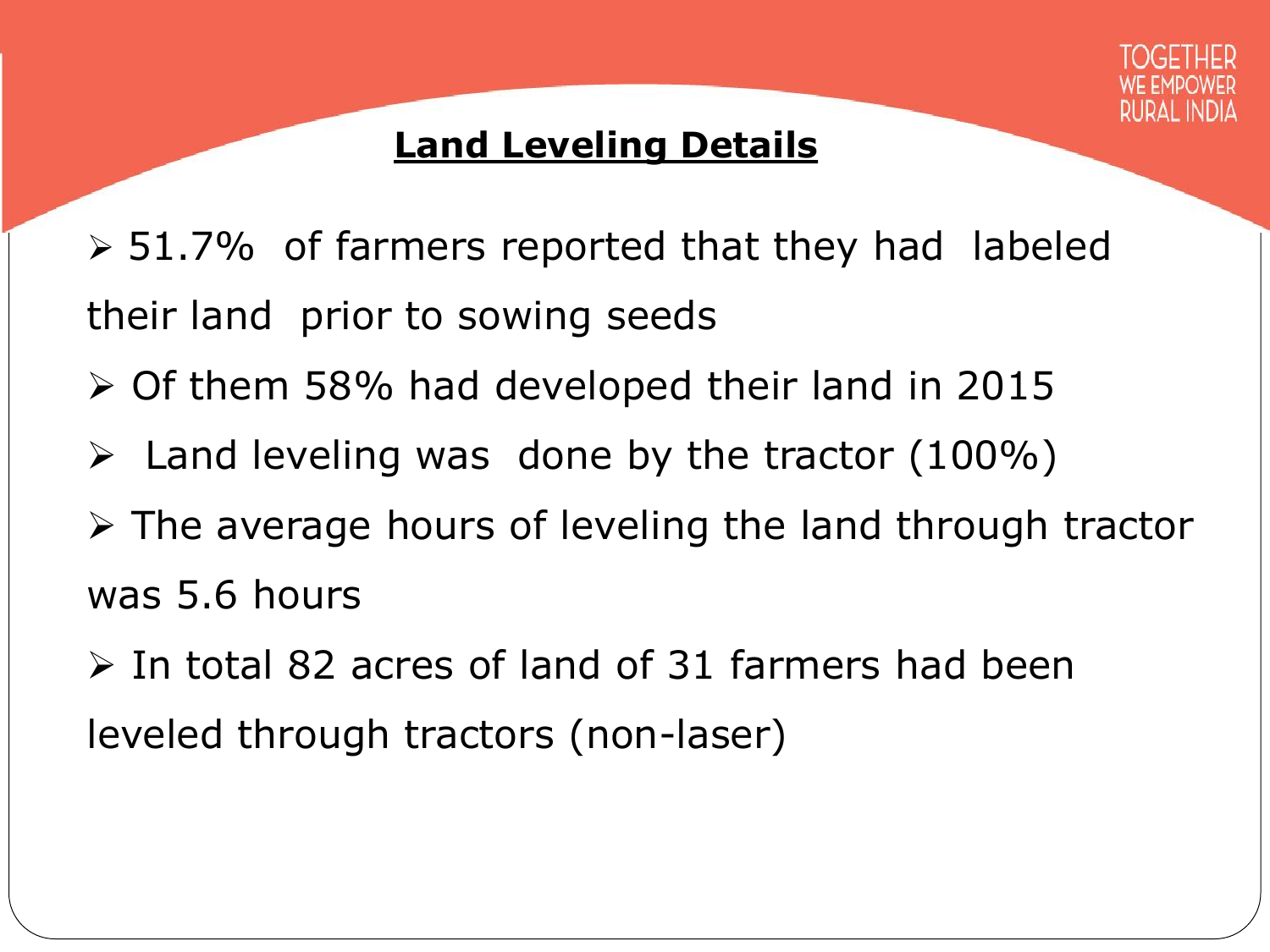## Land Leveling Details

- 51.7% of farmers reported that they had labeled their land prior to sowing seeds
- Of them 58% had developed their land in 2015
- Land leveling was done by the tractor (100%)
- The average hours of leveling the land through tractor was 5.6 hours
- In total 82 acres of land of 31 farmers had been leveled through tractors (non-laser)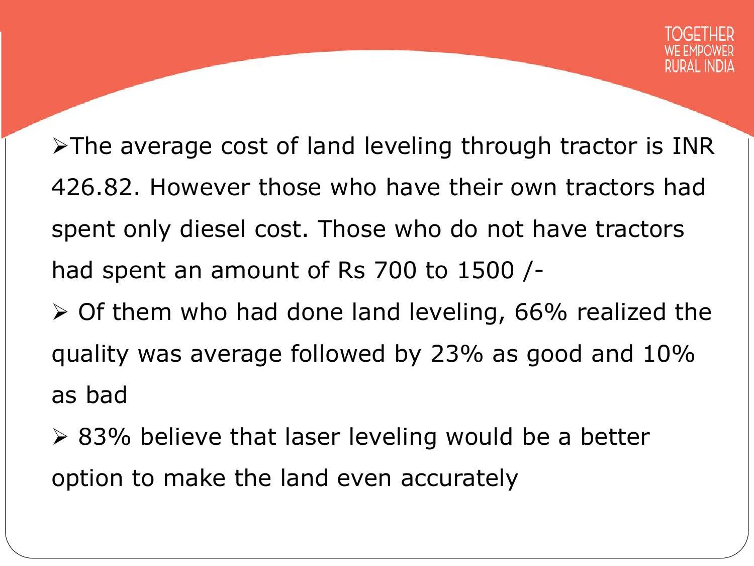- The average cost of land leveling through tractor is INR 426.82. However those who have their own tractors had spent only diesel cost. Those who do not have tractors had spent an amount of Rs 700 to 1500 /-
- Of them who had done land leveling, 66% realized the quality was average followed by 23% as good and 10% as bad
- 83% believe that laser leveling would be a better option to make the land even accurately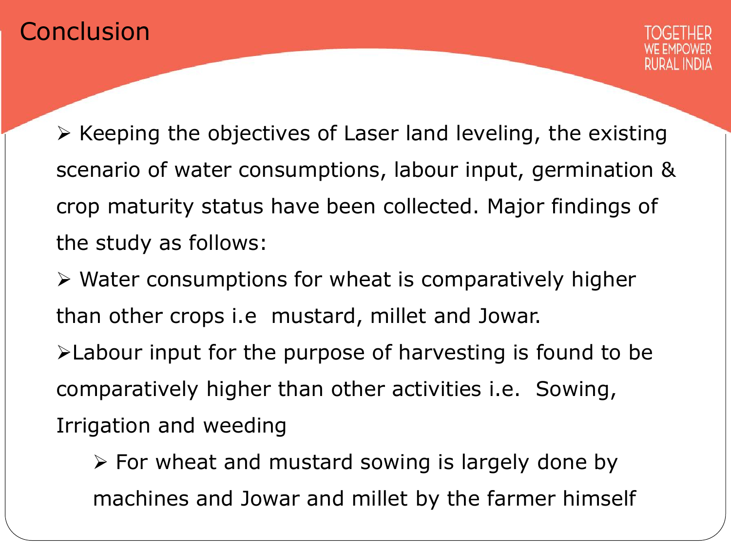# Conclusion

TOGETHER WE EMPOWER RURAL INDIA

- Keeping the objectives of Laser land leveling, the existing scenario of water consumptions, labour input, germination & crop maturity status have been collected. Major findings of the study as follows:
- Water consumptions for wheat is comparatively higher than other crops i.e  mustard, millet and Jowar.
- Labour input for the purpose of harvesting is found to be comparatively higher than other activities i.e.  Sowing, Irrigation and weeding
  - For wheat and mustard sowing is largely done by machines and Jowar and millet by the farmer himself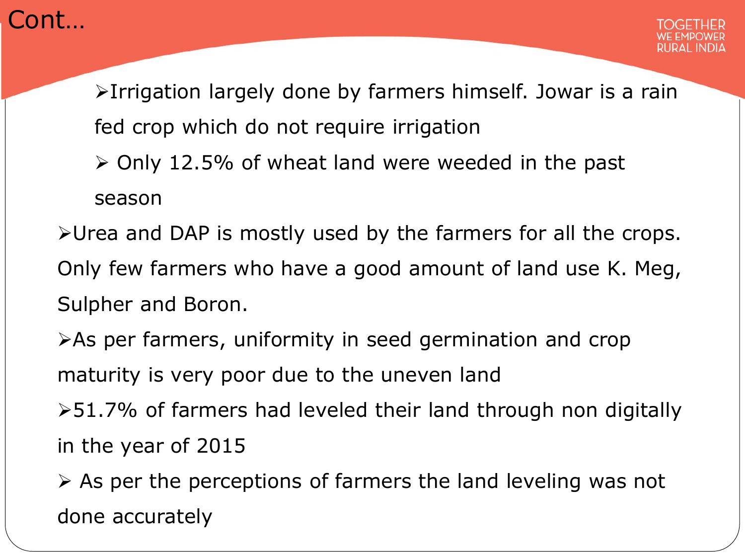# Cont…

- Irrigation largely done by farmers himself. Jowar is a rain fed crop which do not require irrigation
- Only 12.5% of wheat land were weeded in the past season
- Urea and DAP is mostly used by the farmers for all the crops. Only few farmers who have a good amount of land use K. Meg, Sulpher and Boron.
- As per farmers, uniformity in seed germination and crop maturity is very poor due to the uneven land
- 51.7% of farmers had leveled their land through non digitally in the year of 2015
- As per the perceptions of farmers the land leveling was not done accurately